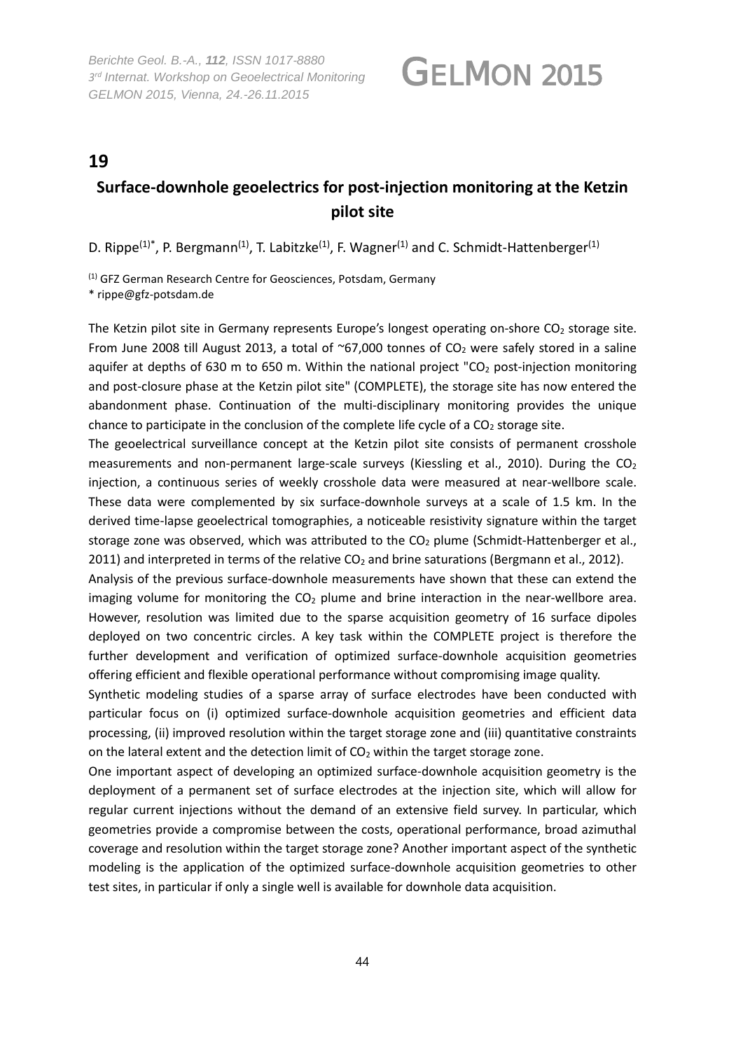## 19

# Surface-downhole geoelectrics for post-injection monitoring at the Ketzin pilot site

D. Rippe[(1)*], P. Bergmann[(1)], T. Labitzke[(1)], F. Wagner[(1)] and C. Schmidt-Hattenberger[(1)]

[(1)] GFZ German Research Centre for Geosciences, Potsdam, Germany

* rippe@gfz-potsdam.de

The Ketzin pilot site in Germany represents Europe's longest operating on-shore $CO_2$ storage site. From June 2008 till August 2013, a total of ~67,000 tonnes of $CO_2$ were safely stored in a saline aquifer at depths of 630 m to 650 m. Within the national project "$CO_2$ post-injection monitoring and post-closure phase at the Ketzin pilot site" (COMPLETE), the storage site has now entered the abandonment phase. Continuation of the multi-disciplinary monitoring provides the unique chance to participate in the conclusion of the complete life cycle of a $CO_2$ storage site.

The geoelectrical surveillance concept at the Ketzin pilot site consists of permanent crosshole measurements and non-permanent large-scale surveys (Kiessling et al., 2010). During the $CO_2$ injection, a continuous series of weekly crosshole data were measured at near-wellbore scale. These data were complemented by six surface-downhole surveys at a scale of 1.5 km. In the derived time-lapse geoelectrical tomographies, a noticeable resistivity signature within the target storage zone was observed, which was attributed to the $CO_2$ plume (Schmidt-Hattenberger et al., 2011) and interpreted in terms of the relative $CO_2$ and brine saturations (Bergmann et al., 2012).

Analysis of the previous surface-downhole measurements have shown that these can extend the imaging volume for monitoring the $CO_2$ plume and brine interaction in the near-wellbore area. However, resolution was limited due to the sparse acquisition geometry of 16 surface dipoles deployed on two concentric circles. A key task within the COMPLETE project is therefore the further development and verification of optimized surface-downhole acquisition geometries offering efficient and flexible operational performance without compromising image quality.

Synthetic modeling studies of a sparse array of surface electrodes have been conducted with particular focus on (i) optimized surface-downhole acquisition geometries and efficient data processing, (ii) improved resolution within the target storage zone and (iii) quantitative constraints on the lateral extent and the detection limit of $CO_2$ within the target storage zone.

One important aspect of developing an optimized surface-downhole acquisition geometry is the deployment of a permanent set of surface electrodes at the injection site, which will allow for regular current injections without the demand of an extensive field survey. In particular, which geometries provide a compromise between the costs, operational performance, broad azimuthal coverage and resolution within the target storage zone? Another important aspect of the synthetic modeling is the application of the optimized surface-downhole acquisition geometries to other test sites, in particular if only a single well is available for downhole data acquisition.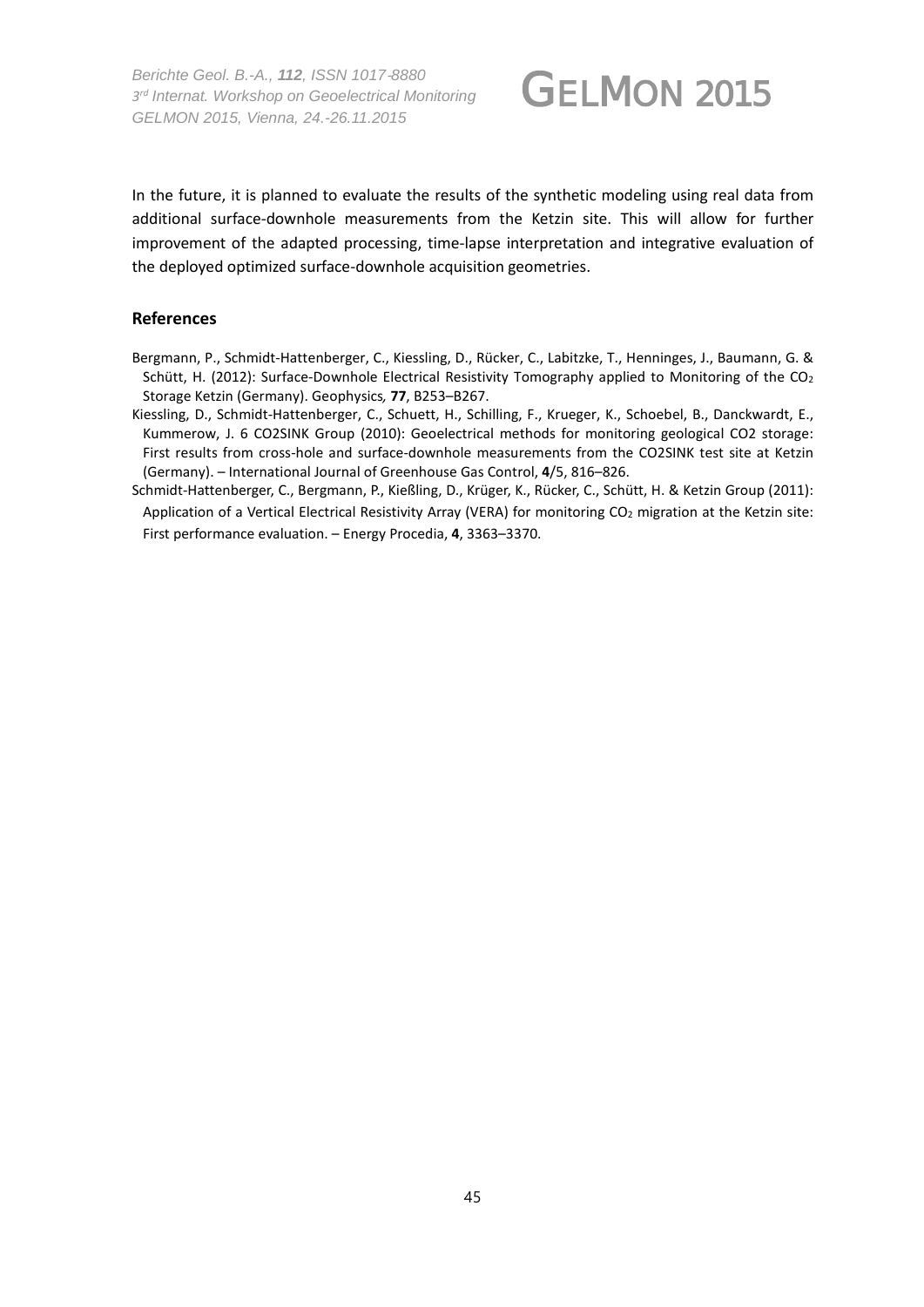In the future, it is planned to evaluate the results of the synthetic modeling using real data from additional surface-downhole measurements from the Ketzin site. This will allow for further improvement of the adapted processing, time-lapse interpretation and integrative evaluation of the deployed optimized surface-downhole acquisition geometries.

## References

Bergmann, P., Schmidt-Hattenberger, C., Kiessling, D., Rücker, C., Labitzke, T., Henninges, J., Baumann, G. & Schütt, H. (2012): Surface-Downhole Electrical Resistivity Tomography applied to Monitoring of the $CO_2$ Storage Ketzin (Germany). Geophysics, **77**, B253–B267.

Kiessling, D., Schmidt-Hattenberger, C., Schuett, H., Schilling, F., Krueger, K., Schoebel, B., Danckwardt, E., Kummerow, J. 6 CO2SINK Group (2010): Geoelectrical methods for monitoring geological CO2 storage: First results from cross-hole and surface-downhole measurements from the CO2SINK test site at Ketzin (Germany). – International Journal of Greenhouse Gas Control, **4**/5, 816–826.

Schmidt-Hattenberger, C., Bergmann, P., Kießling, D., Krüger, K., Rücker, C., Schütt, H. & Ketzin Group (2011): Application of a Vertical Electrical Resistivity Array (VERA) for monitoring $CO_2$ migration at the Ketzin site: First performance evaluation. – Energy Procedia, **4**, 3363–3370.